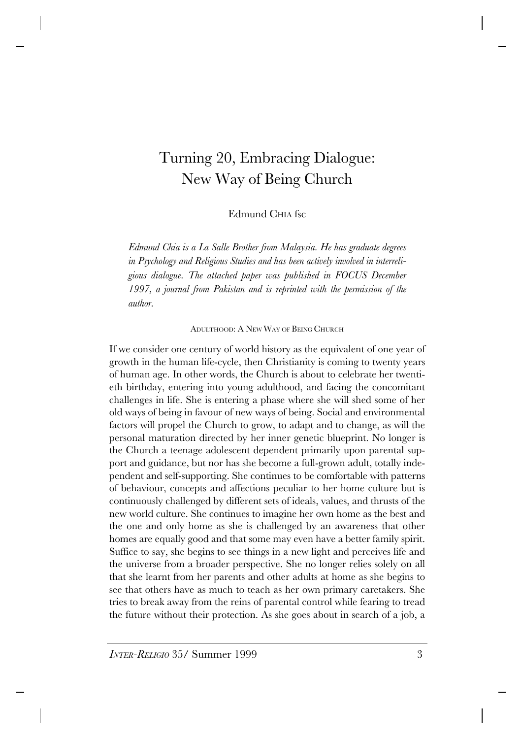# Turning 20, Embracing Dialogue: New Way of Being Church

Edmund CHIA fsc

*Edmund Chia is a La Salle Brother from Malaysia. He has graduate degrees in Psychology and Religious Studies and has been actively involved in interreligious dialogue. The attached paper was published in FOCUS December 1997, a journal from Pakistan and is reprinted with the permission of the author.*

## ADULTHOOD: A NEW WAY OF BEING CHURCH

If we consider one century of world history as the equivalent of one year of growth in the human life-cycle, then Christianity is coming to twenty years of human age. In other words, the Church is about to celebrate her twentieth birthday, entering into young adulthood, and facing the concomitant challenges in life. She is entering a phase where she will shed some of her old ways of being in favour of new ways of being. Social and environmental factors will propel the Church to grow, to adapt and to change, as will the personal maturation directed by her inner genetic blueprint. No longer is the Church a teenage adolescent dependent primarily upon parental support and guidance, but nor has she become a full-grown adult, totally independent and self-supporting. She continues to be comfortable with patterns of behaviour, concepts and affections peculiar to her home culture but is continuously challenged by different sets of ideals, values, and thrusts of the new world culture. She continues to imagine her own home as the best and the one and only home as she is challenged by an awareness that other homes are equally good and that some may even have a better family spirit. Suffice to say, she begins to see things in a new light and perceives life and the universe from a broader perspective. She no longer relies solely on all that she learnt from her parents and other adults at home as she begins to see that others have as much to teach as her own primary caretakers. She tries to break away from the reins of parental control while fearing to tread the future without their protection. As she goes about in search of a job, a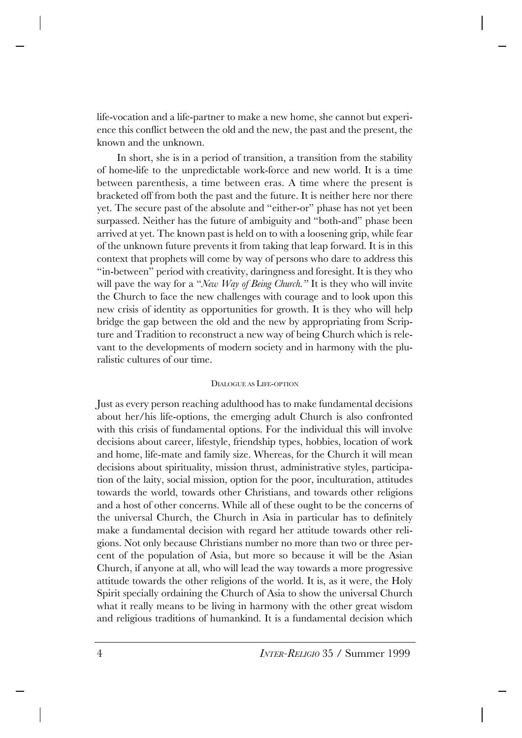life-vocation and a life-partner to make a new home, she cannot but experience this conflict between the old and the new, the past and the present, the known and the unknown.

In short, she is in a period of transition, a transition from the stability of home-life to the unpredictable work-force and new world. It is a time between parenthesis, a time between eras. A time where the present is bracketed off from both the past and the future. It is neither here nor there yet. The secure past of the absolute and "either-or" phase has not yet been surpassed. Neither has the future of ambiguity and "both-and" phase been arrived at yet. The known past is held on to with a loosening grip, while fear of the unknown future prevents it from taking that leap forward. It is in this context that prophets will come by way of persons who dare to address this "in-between" period with creativity, daringness and foresight. It is they who will pave the way for a "*New Way of Being Church.*" It is they who will invite the Church to face the new challenges with courage and to look upon this new crisis of identity as opportunities for growth. It is they who will help bridge the gap between the old and the new by appropriating from Scripture and Tradition to reconstruct a new way of being Church which is relevant to the developments of modern society and in harmony with the pluralistic cultures of our time.

## Dialogue as Life-option

Just as every person reaching adulthood has to make fundamental decisions about her/his life-options, the emerging adult Church is also confronted with this crisis of fundamental options. For the individual this will involve decisions about career, lifestyle, friendship types, hobbies, location of work and home, life-mate and family size. Whereas, for the Church it will mean decisions about spirituality, mission thrust, administrative styles, participation of the laity, social mission, option for the poor, inculturation, attitudes towards the world, towards other Christians, and towards other religions and a host of other concerns. While all of these ought to be the concerns of the universal Church, the Church in Asia in particular has to definitely make a fundamental decision with regard her attitude towards other religions. Not only because Christians number no more than two or three percent of the population of Asia, but more so because it will be the Asian Church, if anyone at all, who will lead the way towards a more progressive attitude towards the other religions of the world. It is, as it were, the Holy Spirit specially ordaining the Church of Asia to show the universal Church what it really means to be living in harmony with the other great wisdom and religious traditions of humankind. It is a fundamental decision which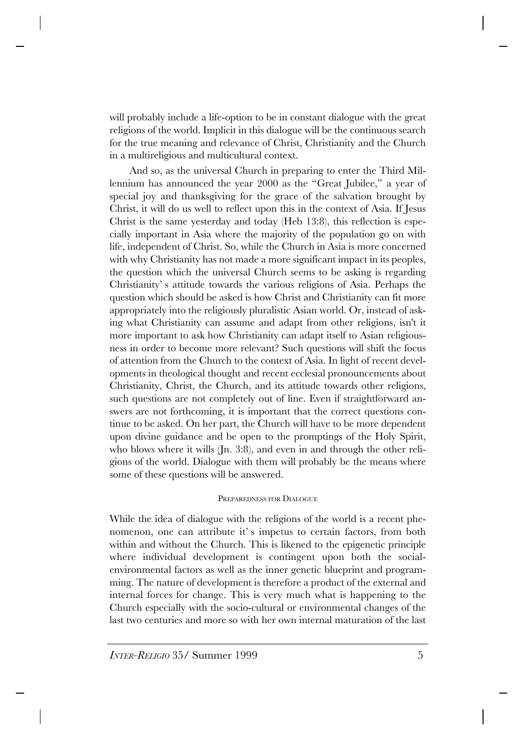will probably include a life-option to be in constant dialogue with the great religions of the world. Implicit in this dialogue will be the continuous search for the true meaning and relevance of Christ, Christianity and the Church in a multireligious and multicultural context.

And so, as the universal Church in preparing to enter the Third Millennium has announced the year 2000 as the "Great Jubilee," a year of special joy and thanksgiving for the grace of the salvation brought by Christ, it will do us well to reflect upon this in the context of Asia. If Jesus Christ is the same yesterday and today (Heb 13:8), this reflection is especially important in Asia where the majority of the population go on with life, independent of Christ. So, while the Church in Asia is more concerned with why Christianity has not made a more significant impact in its peoples, the question which the universal Church seems to be asking is regarding Christianity' s attitude towards the various religions of Asia. Perhaps the question which should be asked is how Christ and Christianity can fit more appropriately into the religiously pluralistic Asian world. Or, instead of asking what Christianity can assume and adapt from other religions, isn't it more important to ask how Christianity can adapt itself to Asian religiousness in order to become more relevant? Such questions will shift the focus of attention from the Church to the context of Asia. In light of recent developments in theological thought and recent ecclesial pronouncements about Christianity, Christ, the Church, and its attitude towards other religions, such questions are not completely out of line. Even if straightforward answers are not forthcoming, it is important that the correct questions continue to be asked. On her part, the Church will have to be more dependent upon divine guidance and be open to the promptings of the Holy Spirit, who blows where it wills (Jn. 3:8), and even in and through the other religions of the world. Dialogue with them will probably be the means where some of these questions will be answered.

## Preparedness for Dialogue

While the idea of dialogue with the religions of the world is a recent phenomenon, one can attribute it' s impetus to certain factors, from both within and without the Church. This is likened to the epigenetic principle where individual development is contingent upon both the social-environmental factors as well as the inner genetic blueprint and programming. The nature of development is therefore a product of the external and internal forces for change. This is very much what is happening to the Church especially with the socio-cultural or environmental changes of the last two centuries and more so with her own internal maturation of the last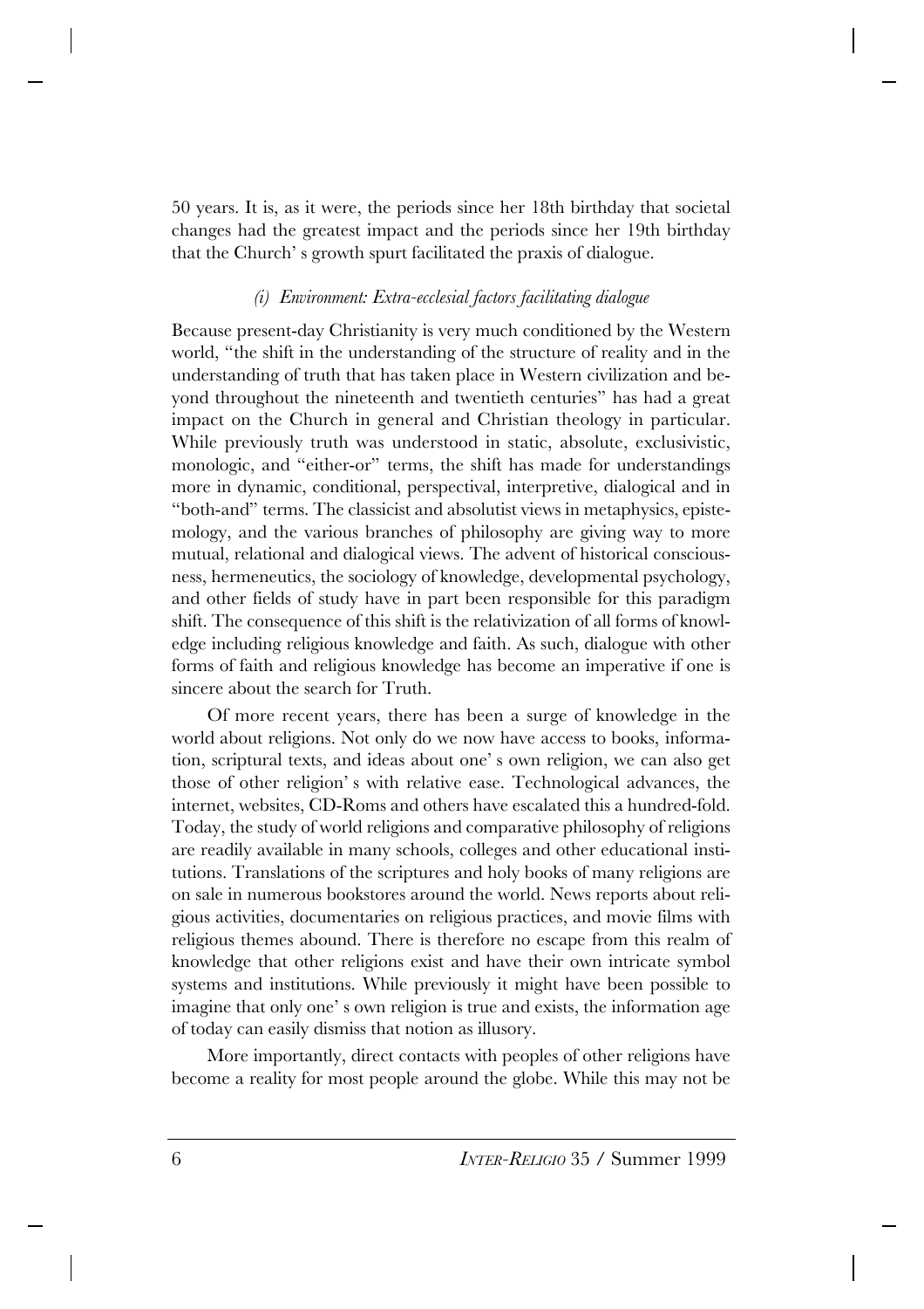50 years. It is, as it were, the periods since her 18th birthday that societal changes had the greatest impact and the periods since her 19th birthday that the Church' s growth spurt facilitated the praxis of dialogue.

### *(i) Environment: Extra-ecclesial factors facilitating dialogue*

Because present-day Christianity is very much conditioned by the Western world, "the shift in the understanding of the structure of reality and in the understanding of truth that has taken place in Western civilization and beyond throughout the nineteenth and twentieth centuries" has had a great impact on the Church in general and Christian theology in particular. While previously truth was understood in static, absolute, exclusivistic, monologic, and "either-or" terms, the shift has made for understandings more in dynamic, conditional, perspectival, interpretive, dialogical and in "both-and" terms. The classicist and absolutist views in metaphysics, epistemology, and the various branches of philosophy are giving way to more mutual, relational and dialogical views. The advent of historical consciousness, hermeneutics, the sociology of knowledge, developmental psychology, and other fields of study have in part been responsible for this paradigm shift. The consequence of this shift is the relativization of all forms of knowledge including religious knowledge and faith. As such, dialogue with other forms of faith and religious knowledge has become an imperative if one is sincere about the search for Truth.

Of more recent years, there has been a surge of knowledge in the world about religions. Not only do we now have access to books, information, scriptural texts, and ideas about one' s own religion, we can also get those of other religion' s with relative ease. Technological advances, the internet, websites, CD-Roms and others have escalated this a hundred-fold. Today, the study of world religions and comparative philosophy of religions are readily available in many schools, colleges and other educational institutions. Translations of the scriptures and holy books of many religions are on sale in numerous bookstores around the world. News reports about religious activities, documentaries on religious practices, and movie films with religious themes abound. There is therefore no escape from this realm of knowledge that other religions exist and have their own intricate symbol systems and institutions. While previously it might have been possible to imagine that only one' s own religion is true and exists, the information age of today can easily dismiss that notion as illusory.

More importantly, direct contacts with peoples of other religions have become a reality for most people around the globe. While this may not be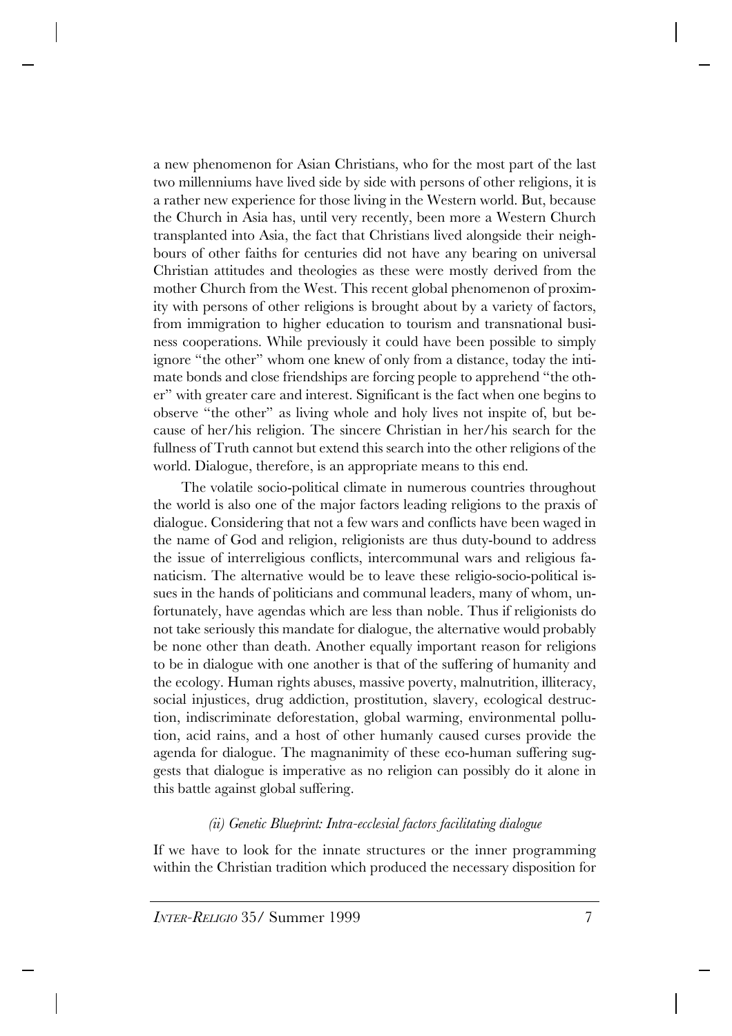a new phenomenon for Asian Christians, who for the most part of the last two millenniums have lived side by side with persons of other religions, it is a rather new experience for those living in the Western world. But, because the Church in Asia has, until very recently, been more a Western Church transplanted into Asia, the fact that Christians lived alongside their neighbours of other faiths for centuries did not have any bearing on universal Christian attitudes and theologies as these were mostly derived from the mother Church from the West. This recent global phenomenon of proximity with persons of other religions is brought about by a variety of factors, from immigration to higher education to tourism and transnational business cooperations. While previously it could have been possible to simply ignore "the other" whom one knew of only from a distance, today the intimate bonds and close friendships are forcing people to apprehend "the other" with greater care and interest. Significant is the fact when one begins to observe "the other" as living whole and holy lives not inspite of, but because of her/his religion. The sincere Christian in her/his search for the fullness of Truth cannot but extend this search into the other religions of the world. Dialogue, therefore, is an appropriate means to this end.

The volatile socio-political climate in numerous countries throughout the world is also one of the major factors leading religions to the praxis of dialogue. Considering that not a few wars and conflicts have been waged in the name of God and religion, religionists are thus duty-bound to address the issue of interreligious conflicts, intercommunal wars and religious fanaticism. The alternative would be to leave these religio-socio-political issues in the hands of politicians and communal leaders, many of whom, unfortunately, have agendas which are less than noble. Thus if religionists do not take seriously this mandate for dialogue, the alternative would probably be none other than death. Another equally important reason for religions to be in dialogue with one another is that of the suffering of humanity and the ecology. Human rights abuses, massive poverty, malnutrition, illiteracy, social injustices, drug addiction, prostitution, slavery, ecological destruction, indiscriminate deforestation, global warming, environmental pollution, acid rains, and a host of other humanly caused curses provide the agenda for dialogue. The magnanimity of these eco-human suffering suggests that dialogue is imperative as no religion can possibly do it alone in this battle against global suffering.

*(ii) Genetic Blueprint: Intra-ecclesial factors facilitating dialogue*

If we have to look for the innate structures or the inner programming within the Christian tradition which produced the necessary disposition for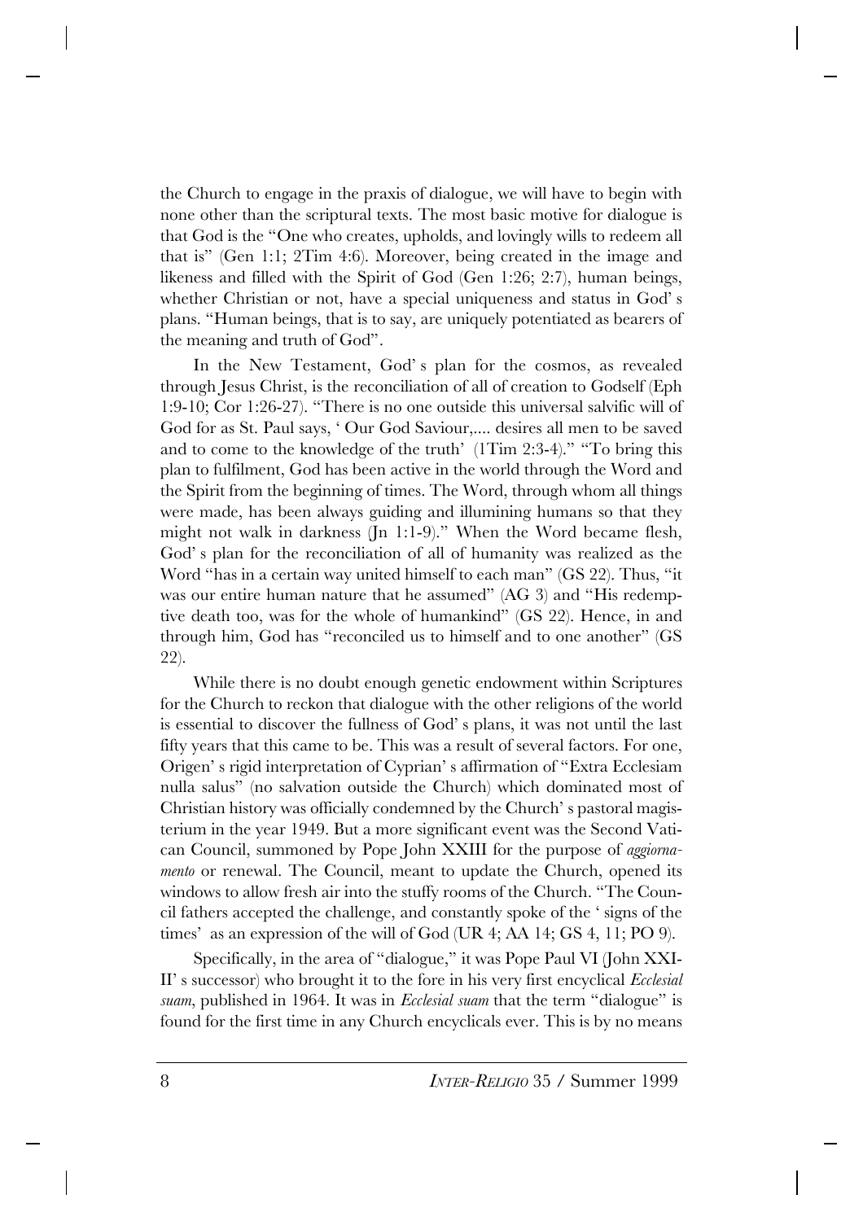the Church to engage in the praxis of dialogue, we will have to begin with none other than the scriptural texts. The most basic motive for dialogue is that God is the "One who creates, upholds, and lovingly wills to redeem all that is" (Gen 1:1; 2Tim 4:6). Moreover, being created in the image and likeness and filled with the Spirit of God (Gen 1:26; 2:7), human beings, whether Christian or not, have a special uniqueness and status in God' s plans. "Human beings, that is to say, are uniquely potentiated as bearers of the meaning and truth of God".

In the New Testament, God' s plan for the cosmos, as revealed through Jesus Christ, is the reconciliation of all of creation to Godself (Eph 1:9-10; Cor 1:26-27). "There is no one outside this universal salvific will of God for as St. Paul says, ' Our God Saviour,.... desires all men to be saved and to come to the knowledge of the truth' (1Tim 2:3-4)." "To bring this plan to fulfilment, God has been active in the world through the Word and the Spirit from the beginning of times. The Word, through whom all things were made, has been always guiding and illumining humans so that they might not walk in darkness (Jn 1:1-9)." When the Word became flesh, God' s plan for the reconciliation of all of humanity was realized as the Word "has in a certain way united himself to each man" (GS 22). Thus, "it was our entire human nature that he assumed" (AG 3) and "His redemptive death too, was for the whole of humankind" (GS 22). Hence, in and through him, God has "reconciled us to himself and to one another" (GS 22).

While there is no doubt enough genetic endowment within Scriptures for the Church to reckon that dialogue with the other religions of the world is essential to discover the fullness of God' s plans, it was not until the last fifty years that this came to be. This was a result of several factors. For one, Origen' s rigid interpretation of Cyprian' s affirmation of "Extra Ecclesiam nulla salus" (no salvation outside the Church) which dominated most of Christian history was officially condemned by the Church' s pastoral magisterium in the year 1949. But a more significant event was the Second Vatican Council, summoned by Pope John XXIII for the purpose of *aggiornamento* or renewal. The Council, meant to update the Church, opened its windows to allow fresh air into the stuffy rooms of the Church. "The Council fathers accepted the challenge, and constantly spoke of the ' signs of the times' as an expression of the will of God (UR 4; AA 14; GS 4, 11; PO 9).

Specifically, in the area of "dialogue," it was Pope Paul VI (John XXIII' s successor) who brought it to the fore in his very first encyclical *Ecclesial suam*, published in 1964. It was in *Ecclesial suam* that the term "dialogue" is found for the first time in any Church encyclicals ever. This is by no means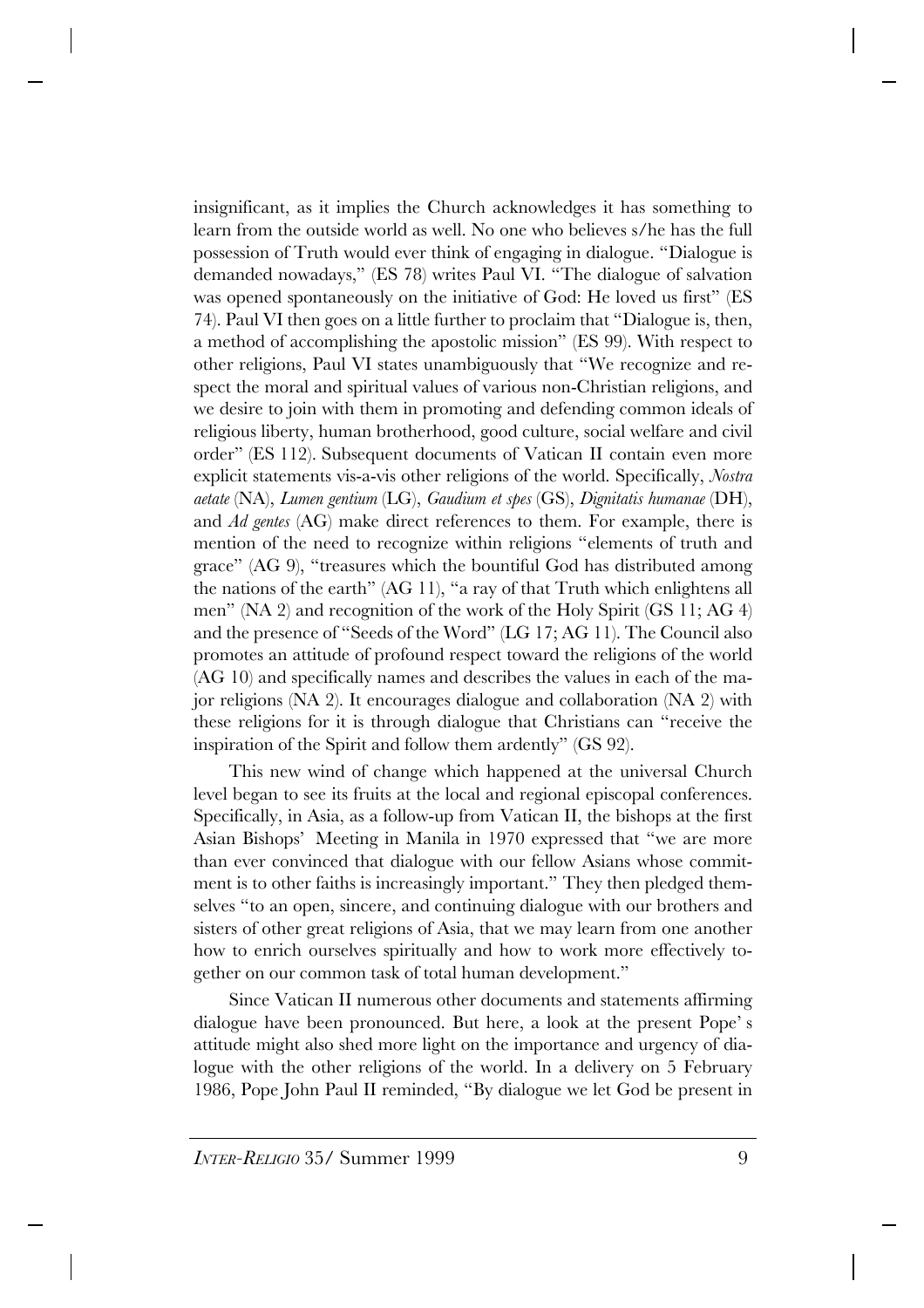insignificant, as it implies the Church acknowledges it has something to learn from the outside world as well. No one who believes s/he has the full possession of Truth would ever think of engaging in dialogue. "Dialogue is demanded nowadays," (ES 78) writes Paul VI. "The dialogue of salvation was opened spontaneously on the initiative of God: He loved us first" (ES 74). Paul VI then goes on a little further to proclaim that "Dialogue is, then, a method of accomplishing the apostolic mission" (ES 99). With respect to other religions, Paul VI states unambiguously that "We recognize and respect the moral and spiritual values of various non-Christian religions, and we desire to join with them in promoting and defending common ideals of religious liberty, human brotherhood, good culture, social welfare and civil order" (ES 112). Subsequent documents of Vatican II contain even more explicit statements vis-a-vis other religions of the world. Specifically, *Nostra aetate* (NA), *Lumen gentium* (LG), *Gaudium et spes* (GS), *Dignitatis humanae* (DH), and *Ad gentes* (AG) make direct references to them. For example, there is mention of the need to recognize within religions "elements of truth and grace" (AG 9), "treasures which the bountiful God has distributed among the nations of the earth" (AG 11), "a ray of that Truth which enlightens all men" (NA 2) and recognition of the work of the Holy Spirit (GS 11; AG 4) and the presence of "Seeds of the Word" (LG 17; AG 11). The Council also promotes an attitude of profound respect toward the religions of the world (AG 10) and specifically names and describes the values in each of the major religions (NA 2). It encourages dialogue and collaboration (NA 2) with these religions for it is through dialogue that Christians can "receive the inspiration of the Spirit and follow them ardently" (GS 92).

This new wind of change which happened at the universal Church level began to see its fruits at the local and regional episcopal conferences. Specifically, in Asia, as a follow-up from Vatican II, the bishops at the first Asian Bishops' Meeting in Manila in 1970 expressed that "we are more than ever convinced that dialogue with our fellow Asians whose commitment is to other faiths is increasingly important." They then pledged themselves "to an open, sincere, and continuing dialogue with our brothers and sisters of other great religions of Asia, that we may learn from one another how to enrich ourselves spiritually and how to work more effectively together on our common task of total human development."

Since Vatican II numerous other documents and statements affirming dialogue have been pronounced. But here, a look at the present Pope's attitude might also shed more light on the importance and urgency of dialogue with the other religions of the world. In a delivery on 5 February 1986, Pope John Paul II reminded, "By dialogue we let God be present in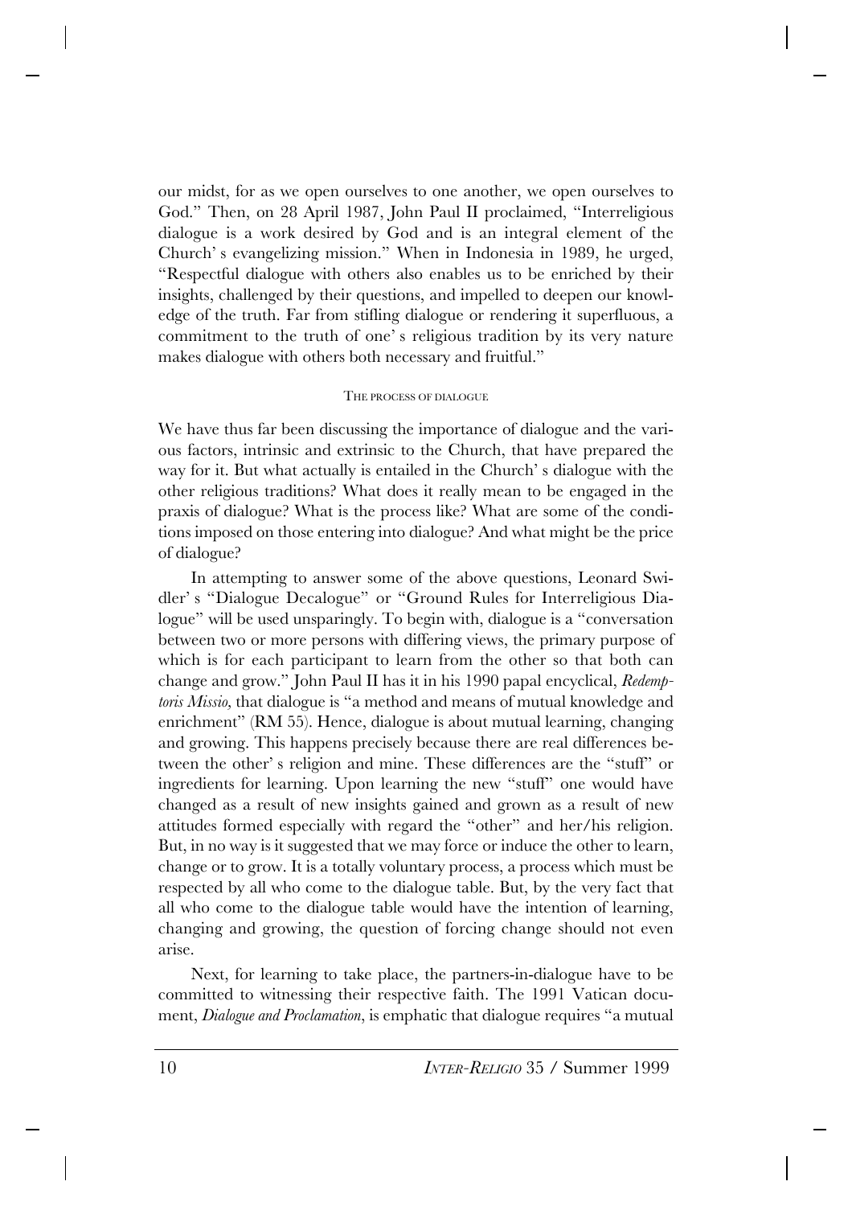our midst, for as we open ourselves to one another, we open ourselves to God." Then, on 28 April 1987, John Paul II proclaimed, "Interreligious dialogue is a work desired by God and is an integral element of the Church's evangelizing mission." When in Indonesia in 1989, he urged, "Respectful dialogue with others also enables us to be enriched by their insights, challenged by their questions, and impelled to deepen our knowledge of the truth. Far from stifling dialogue or rendering it superfluous, a commitment to the truth of one's religious tradition by its very nature makes dialogue with others both necessary and fruitful."

## The process of dialogue

We have thus far been discussing the importance of dialogue and the various factors, intrinsic and extrinsic to the Church, that have prepared the way for it. But what actually is entailed in the Church's dialogue with the other religious traditions? What does it really mean to be engaged in the praxis of dialogue? What is the process like? What are some of the conditions imposed on those entering into dialogue? And what might be the price of dialogue?

In attempting to answer some of the above questions, Leonard Swidler's "Dialogue Decalogue" or "Ground Rules for Interreligious Dialogue" will be used unsparingly. To begin with, dialogue is a "conversation between two or more persons with differing views, the primary purpose of which is for each participant to learn from the other so that both can change and grow." John Paul II has it in his 1990 papal encyclical, *Redemptoris Missio*, that dialogue is "a method and means of mutual knowledge and enrichment" (RM 55). Hence, dialogue is about mutual learning, changing and growing. This happens precisely because there are real differences between the other's religion and mine. These differences are the "stuff" or ingredients for learning. Upon learning the new "stuff" one would have changed as a result of new insights gained and grown as a result of new attitudes formed especially with regard the "other" and her/his religion. But, in no way is it suggested that we may force or induce the other to learn, change or to grow. It is a totally voluntary process, a process which must be respected by all who come to the dialogue table. But, by the very fact that all who come to the dialogue table would have the intention of learning, changing and growing, the question of forcing change should not even arise.

Next, for learning to take place, the partners-in-dialogue have to be committed to witnessing their respective faith. The 1991 Vatican document, *Dialogue and Proclamation*, is emphatic that dialogue requires "a mutual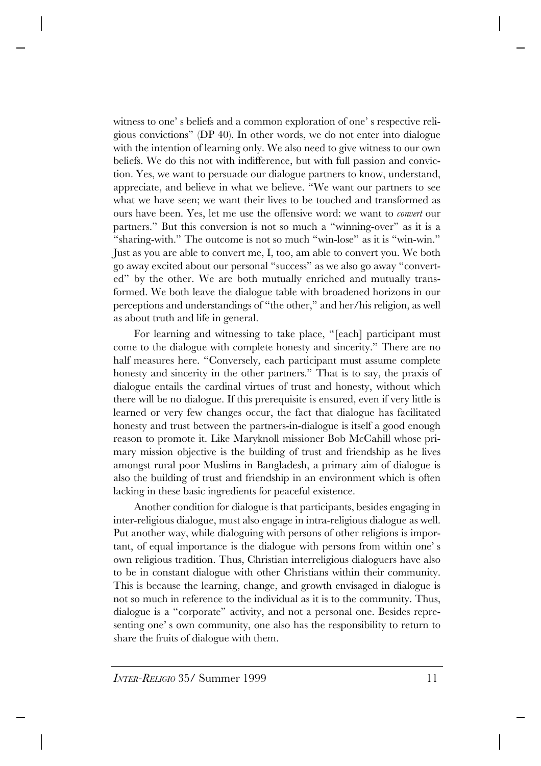witness to one' s beliefs and a common exploration of one' s respective religious convictions" (DP 40). In other words, we do not enter into dialogue with the intention of learning only. We also need to give witness to our own beliefs. We do this not with indifference, but with full passion and conviction. Yes, we want to persuade our dialogue partners to know, understand, appreciate, and believe in what we believe. "We want our partners to see what we have seen; we want their lives to be touched and transformed as ours have been. Yes, let me use the offensive word: we want to *convert* our partners." But this conversion is not so much a "winning-over" as it is a "sharing-with." The outcome is not so much "win-lose" as it is "win-win." Just as you are able to convert me, I, too, am able to convert you. We both go away excited about our personal "success" as we also go away "converted" by the other. We are both mutually enriched and mutually transformed. We both leave the dialogue table with broadened horizons in our perceptions and understandings of "the other," and her/his religion, as well as about truth and life in general.

For learning and witnessing to take place, "[each] participant must come to the dialogue with complete honesty and sincerity." There are no half measures here. "Conversely, each participant must assume complete honesty and sincerity in the other partners." That is to say, the praxis of dialogue entails the cardinal virtues of trust and honesty, without which there will be no dialogue. If this prerequisite is ensured, even if very little is learned or very few changes occur, the fact that dialogue has facilitated honesty and trust between the partners-in-dialogue is itself a good enough reason to promote it. Like Maryknoll missioner Bob McCahill whose primary mission objective is the building of trust and friendship as he lives amongst rural poor Muslims in Bangladesh, a primary aim of dialogue is also the building of trust and friendship in an environment which is often lacking in these basic ingredients for peaceful existence.

Another condition for dialogue is that participants, besides engaging in inter-religious dialogue, must also engage in intra-religious dialogue as well. Put another way, while dialoguing with persons of other religions is important, of equal importance is the dialogue with persons from within one' s own religious tradition. Thus, Christian interreligious dialoguers have also to be in constant dialogue with other Christians within their community. This is because the learning, change, and growth envisaged in dialogue is not so much in reference to the individual as it is to the community. Thus, dialogue is a "corporate" activity, and not a personal one. Besides representing one' s own community, one also has the responsibility to return to share the fruits of dialogue with them.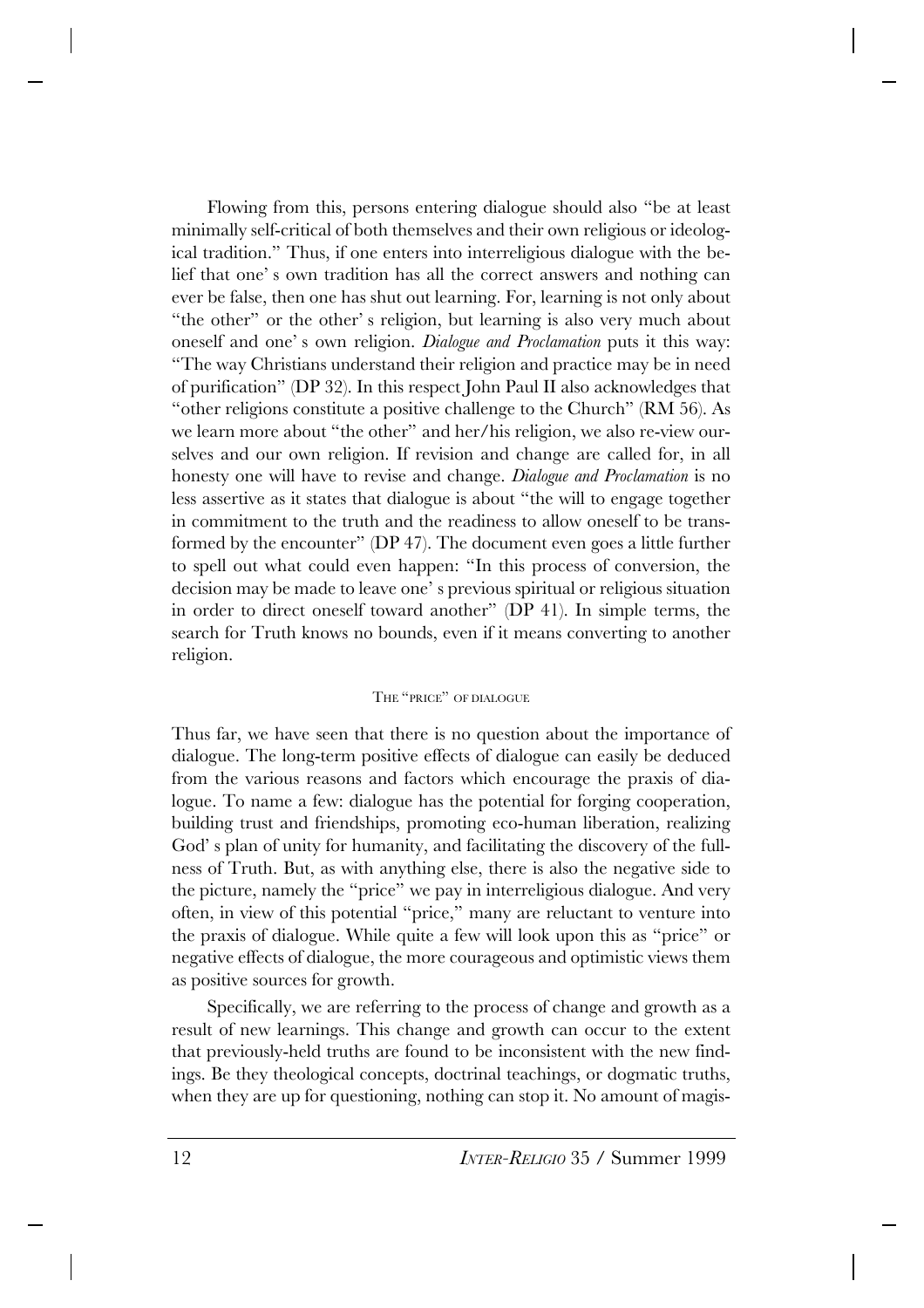Flowing from this, persons entering dialogue should also "be at least minimally self-critical of both themselves and their own religious or ideological tradition." Thus, if one enters into interreligious dialogue with the belief that one' s own tradition has all the correct answers and nothing can ever be false, then one has shut out learning. For, learning is not only about "the other" or the other' s religion, but learning is also very much about oneself and one' s own religion. *Dialogue and Proclamation* puts it this way: "The way Christians understand their religion and practice may be in need of purification" (DP 32). In this respect John Paul II also acknowledges that "other religions constitute a positive challenge to the Church" (RM 56). As we learn more about "the other" and her/his religion, we also re-view ourselves and our own religion. If revision and change are called for, in all honesty one will have to revise and change. *Dialogue and Proclamation* is no less assertive as it states that dialogue is about "the will to engage together in commitment to the truth and the readiness to allow oneself to be transformed by the encounter" (DP 47). The document even goes a little further to spell out what could even happen: "In this process of conversion, the decision may be made to leave one' s previous spiritual or religious situation in order to direct oneself toward another" (DP 41). In simple terms, the search for Truth knows no bounds, even if it means converting to another religion.

### The "price" of dialogue

Thus far, we have seen that there is no question about the importance of dialogue. The long-term positive effects of dialogue can easily be deduced from the various reasons and factors which encourage the praxis of dialogue. To name a few: dialogue has the potential for forging cooperation, building trust and friendships, promoting eco-human liberation, realizing God' s plan of unity for humanity, and facilitating the discovery of the fullness of Truth. But, as with anything else, there is also the negative side to the picture, namely the "price" we pay in interreligious dialogue. And very often, in view of this potential "price," many are reluctant to venture into the praxis of dialogue. While quite a few will look upon this as "price" or negative effects of dialogue, the more courageous and optimistic views them as positive sources for growth.

Specifically, we are referring to the process of change and growth as a result of new learnings. This change and growth can occur to the extent that previously-held truths are found to be inconsistent with the new findings. Be they theological concepts, doctrinal teachings, or dogmatic truths, when they are up for questioning, nothing can stop it. No amount of magis-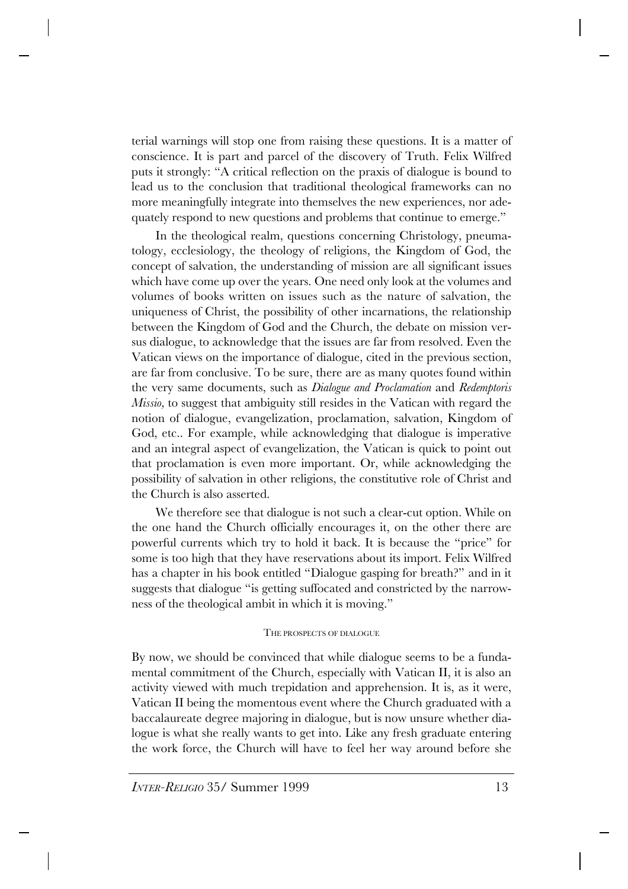terial warnings will stop one from raising these questions. It is a matter of conscience. It is part and parcel of the discovery of Truth. Felix Wilfred puts it strongly: "A critical reflection on the praxis of dialogue is bound to lead us to the conclusion that traditional theological frameworks can no more meaningfully integrate into themselves the new experiences, nor adequately respond to new questions and problems that continue to emerge."

In the theological realm, questions concerning Christology, pneumatology, ecclesiology, the theology of religions, the Kingdom of God, the concept of salvation, the understanding of mission are all significant issues which have come up over the years. One need only look at the volumes and volumes of books written on issues such as the nature of salvation, the uniqueness of Christ, the possibility of other incarnations, the relationship between the Kingdom of God and the Church, the debate on mission versus dialogue, to acknowledge that the issues are far from resolved. Even the Vatican views on the importance of dialogue, cited in the previous section, are far from conclusive. To be sure, there are as many quotes found within the very same documents, such as *Dialogue and Proclamation* and *Redemptoris Missio,* to suggest that ambiguity still resides in the Vatican with regard the notion of dialogue, evangelization, proclamation, salvation, Kingdom of God, etc.. For example, while acknowledging that dialogue is imperative and an integral aspect of evangelization, the Vatican is quick to point out that proclamation is even more important. Or, while acknowledging the possibility of salvation in other religions, the constitutive role of Christ and the Church is also asserted.

We therefore see that dialogue is not such a clear-cut option. While on the one hand the Church officially encourages it, on the other there are powerful currents which try to hold it back. It is because the "price" for some is too high that they have reservations about its import. Felix Wilfred has a chapter in his book entitled "Dialogue gasping for breath?" and in it suggests that dialogue "is getting suffocated and constricted by the narrowness of the theological ambit in which it is moving."

### The prospects of dialogue

By now, we should be convinced that while dialogue seems to be a fundamental commitment of the Church, especially with Vatican II, it is also an activity viewed with much trepidation and apprehension. It is, as it were, Vatican II being the momentous event where the Church graduated with a baccalaureate degree majoring in dialogue, but is now unsure whether dialogue is what she really wants to get into. Like any fresh graduate entering the work force, the Church will have to feel her way around before she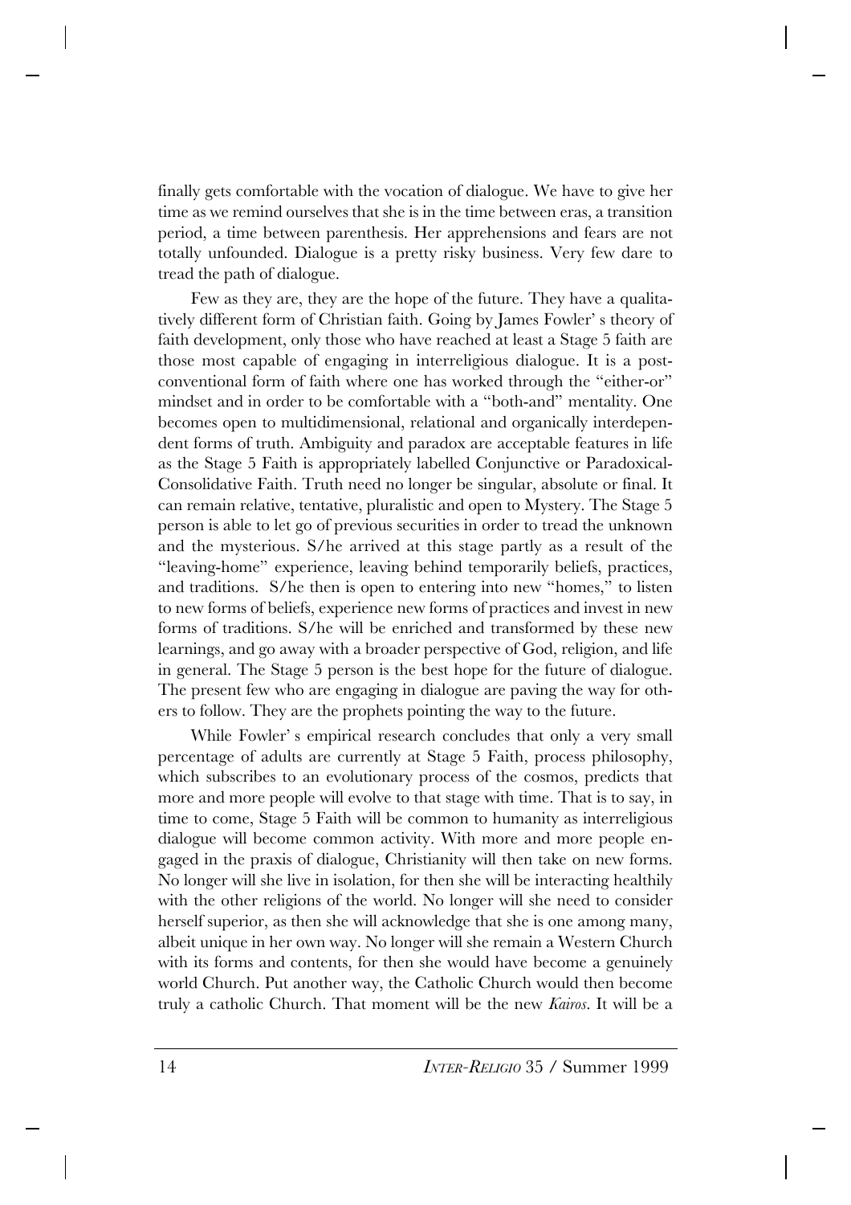finally gets comfortable with the vocation of dialogue. We have to give her time as we remind ourselves that she is in the time between eras, a transition period, a time between parenthesis. Her apprehensions and fears are not totally unfounded. Dialogue is a pretty risky business. Very few dare to tread the path of dialogue.

Few as they are, they are the hope of the future. They have a qualitatively different form of Christian faith. Going by James Fowler' s theory of faith development, only those who have reached at least a Stage 5 faith are those most capable of engaging in interreligious dialogue. It is a post-conventional form of faith where one has worked through the "either-or" mindset and in order to be comfortable with a "both-and" mentality. One becomes open to multidimensional, relational and organically interdependent forms of truth. Ambiguity and paradox are acceptable features in life as the Stage 5 Faith is appropriately labelled Conjunctive or Paradoxical-Consolidative Faith. Truth need no longer be singular, absolute or final. It can remain relative, tentative, pluralistic and open to Mystery. The Stage 5 person is able to let go of previous securities in order to tread the unknown and the mysterious. S/he arrived at this stage partly as a result of the "leaving-home" experience, leaving behind temporarily beliefs, practices, and traditions. S/he then is open to entering into new "homes," to listen to new forms of beliefs, experience new forms of practices and invest in new forms of traditions. S/he will be enriched and transformed by these new learnings, and go away with a broader perspective of God, religion, and life in general. The Stage 5 person is the best hope for the future of dialogue. The present few who are engaging in dialogue are paving the way for others to follow. They are the prophets pointing the way to the future.

While Fowler' s empirical research concludes that only a very small percentage of adults are currently at Stage 5 Faith, process philosophy, which subscribes to an evolutionary process of the cosmos, predicts that more and more people will evolve to that stage with time. That is to say, in time to come, Stage 5 Faith will be common to humanity as interreligious dialogue will become common activity. With more and more people engaged in the praxis of dialogue, Christianity will then take on new forms. No longer will she live in isolation, for then she will be interacting healthily with the other religions of the world. No longer will she need to consider herself superior, as then she will acknowledge that she is one among many, albeit unique in her own way. No longer will she remain a Western Church with its forms and contents, for then she would have become a genuinely world Church. Put another way, the Catholic Church would then become truly a catholic Church. That moment will be the new *Kairos*. It will be a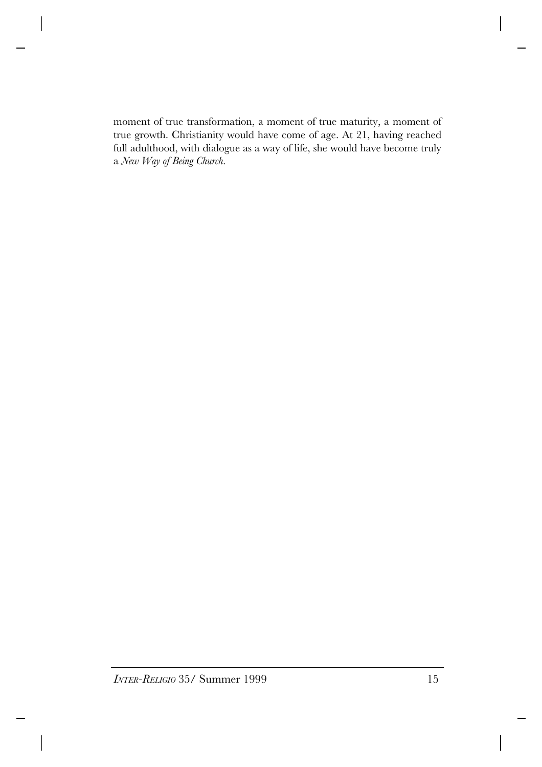moment of true transformation, a moment of true maturity, a moment of true growth. Christianity would have come of age. At 21, having reached full adulthood, with dialogue as a way of life, she would have become truly a *New Way of Being Church*.